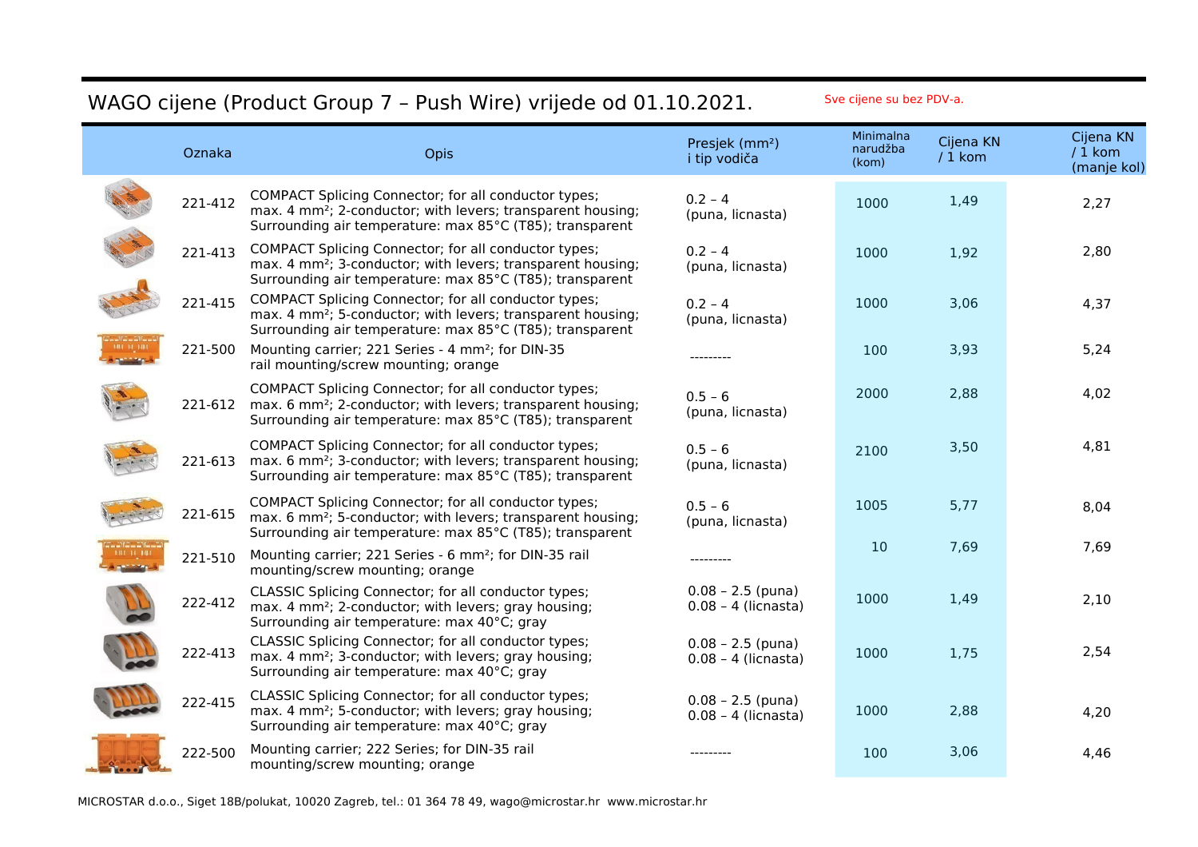# WAGO cijene (Product Group 7 – Push Wire) vrijede od 01.10.2021.

Sve cijene su bez PDV-a.

| Oznaka | Opis | Presjek (mm²) i tip vodiča | Minimalna narudžba (kom) | Cijena KN / 1 kom | Cijena KN / 1 kom (manje kol) |
|---|---|---|---|---|---|
| 221-412 | COMPACT Splicing Connector; for all conductor types; max. 4 mm²; 2-conductor; with levers; transparent housing; Surrounding air temperature: max 85°C (T85); transparent | 0.2 – 4 (puna, licnasta) | 1000 | 1,49 | 2,27 |
| 221-413 | COMPACT Splicing Connector; for all conductor types; max. 4 mm²; 3-conductor; with levers; transparent housing; Surrounding air temperature: max 85°C (T85); transparent | 0.2 – 4 (puna, licnasta) | 1000 | 1,92 | 2,80 |
| 221-415 | COMPACT Splicing Connector; for all conductor types; max. 4 mm²; 5-conductor; with levers; transparent housing; Surrounding air temperature: max 85°C (T85); transparent | 0.2 – 4 (puna, licnasta) | 1000 | 3,06 | 4,37 |
| 221-500 | Mounting carrier; 221 Series - 4 mm²; for DIN-35 rail mounting/screw mounting; orange | --------- | 100 | 3,93 | 5,24 |
| 221-612 | COMPACT Splicing Connector; for all conductor types; max. 6 mm²; 2-conductor; with levers; transparent housing; Surrounding air temperature: max 85°C (T85); transparent | 0.5 – 6 (puna, licnasta) | 2000 | 2,88 | 4,02 |
| 221-613 | COMPACT Splicing Connector; for all conductor types; max. 6 mm²; 3-conductor; with levers; transparent housing; Surrounding air temperature: max 85°C (T85); transparent | 0.5 – 6 (puna, licnasta) | 2100 | 3,50 | 4,81 |
| 221-615 | COMPACT Splicing Connector; for all conductor types; max. 6 mm²; 5-conductor; with levers; transparent housing; Surrounding air temperature: max 85°C (T85); transparent | 0.5 – 6 (puna, licnasta) | 1005 | 5,77 | 8,04 |
| 221-510 | Mounting carrier; 221 Series - 6 mm²; for DIN-35 rail mounting/screw mounting; orange | --------- | 10 | 7,69 | 7,69 |
| 222-412 | CLASSIC Splicing Connector; for all conductor types; max. 4 mm²; 2-conductor; with levers; gray housing; Surrounding air temperature: max 40°C; gray | 0.08 – 2.5 (puna) 0.08 – 4 (licnasta) | 1000 | 1,49 | 2,10 |
| 222-413 | CLASSIC Splicing Connector; for all conductor types; max. 4 mm²; 3-conductor; with levers; gray housing; Surrounding air temperature: max 40°C; gray | 0.08 – 2.5 (puna) 0.08 – 4 (licnasta) | 1000 | 1,75 | 2,54 |
| 222-415 | CLASSIC Splicing Connector; for all conductor types; max. 4 mm²; 5-conductor; with levers; gray housing; Surrounding air temperature: max 40°C; gray | 0.08 – 2.5 (puna) 0.08 – 4 (licnasta) | 1000 | 2,88 | 4,20 |
| 222-500 | Mounting carrier; 222 Series; for DIN-35 rail mounting/screw mounting; orange | --------- | 100 | 3,06 | 4,46 |

MICROSTAR d.o.o., Siget 18B/polukat, 10020 Zagreb, tel.: 01 364 78 49, wago@microstar.hr www.microstar.hr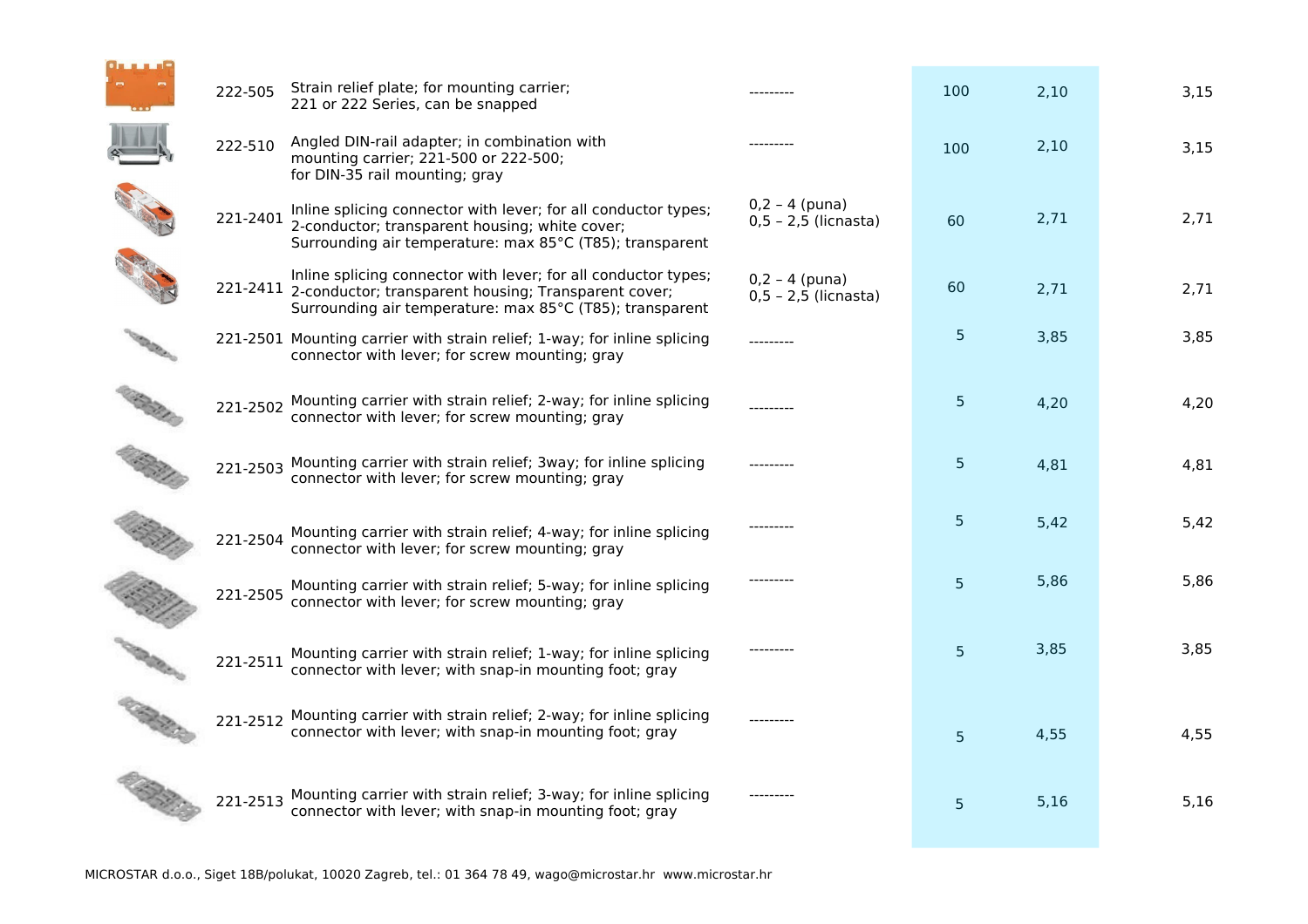| Article | Description | Conductor | Pack | Price | Price |
| --- | --- | --- | --- | --- | --- |
| 222-505 | Strain relief plate; for mounting carrier; 221 or 222 Series, can be snapped | --------- | 100 | 2,10 | 3,15 |
| 222-510 | Angled DIN-rail adapter; in combination with mounting carrier; 221-500 or 222-500; for DIN-35 rail mounting; gray | --------- | 100 | 2,10 | 3,15 |
| 221-2401 | Inline splicing connector with lever; for all conductor types; 2-conductor; transparent housing; white cover; Surrounding air temperature: max 85°C (T85); transparent | 0,2 – 4 (puna) 0,5 – 2,5 (licnasta) | 60 | 2,71 | 2,71 |
| 221-2411 | Inline splicing connector with lever; for all conductor types; 2-conductor; transparent housing; Transparent cover; Surrounding air temperature: max 85°C (T85); transparent | 0,2 – 4 (puna) 0,5 – 2,5 (licnasta) | 60 | 2,71 | 2,71 |
| 221-2501 | Mounting carrier with strain relief; 1-way; for inline splicing connector with lever; for screw mounting; gray | --------- | 5 | 3,85 | 3,85 |
| 221-2502 | Mounting carrier with strain relief; 2-way; for inline splicing connector with lever; for screw mounting; gray | --------- | 5 | 4,20 | 4,20 |
| 221-2503 | Mounting carrier with strain relief; 3way; for inline splicing connector with lever; for screw mounting; gray | --------- | 5 | 4,81 | 4,81 |
| 221-2504 | Mounting carrier with strain relief; 4-way; for inline splicing connector with lever; for screw mounting; gray | --------- | 5 | 5,42 | 5,42 |
| 221-2505 | Mounting carrier with strain relief; 5-way; for inline splicing connector with lever; for screw mounting; gray | --------- | 5 | 5,86 | 5,86 |
| 221-2511 | Mounting carrier with strain relief; 1-way; for inline splicing connector with lever; with snap-in mounting foot; gray | --------- | 5 | 3,85 | 3,85 |
| 221-2512 | Mounting carrier with strain relief; 2-way; for inline splicing connector with lever; with snap-in mounting foot; gray | --------- | 5 | 4,55 | 4,55 |
| 221-2513 | Mounting carrier with strain relief; 3-way; for inline splicing connector with lever; with snap-in mounting foot; gray | --------- | 5 | 5,16 | 5,16 |

MICROSTAR d.o.o., Siget 18B/polukat, 10020 Zagreb, tel.: 01 364 78 49, wago@microstar.hr www.microstar.hr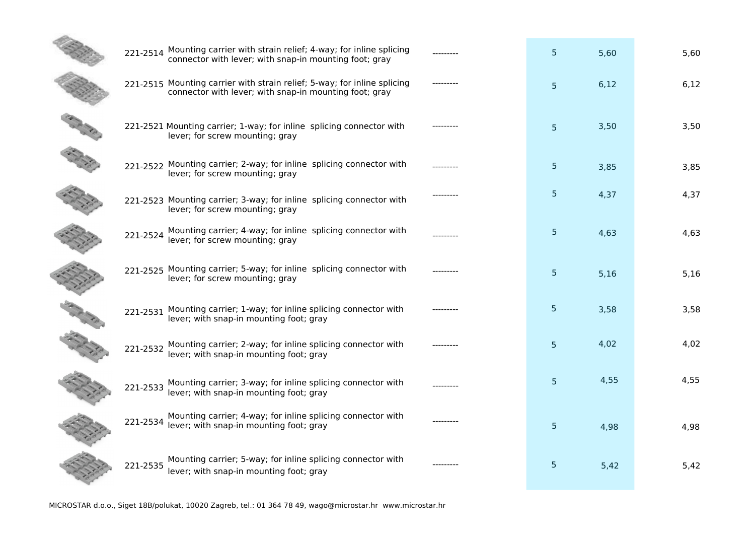| Article | Description | | Qty | Price | Price |
|---|---|---|---|---|---|
| 221-2514 | Mounting carrier with strain relief; 4-way; for inline splicing connector with lever; with snap-in mounting foot; gray | --------- | 5 | 5,60 | 5,60 |
| 221-2515 | Mounting carrier with strain relief; 5-way; for inline splicing connector with lever; with snap-in mounting foot; gray | --------- | 5 | 6,12 | 6,12 |
| 221-2521 | Mounting carrier; 1-way; for inline splicing connector with lever; for screw mounting; gray | --------- | 5 | 3,50 | 3,50 |
| 221-2522 | Mounting carrier; 2-way; for inline splicing connector with lever; for screw mounting; gray | --------- | 5 | 3,85 | 3,85 |
| 221-2523 | Mounting carrier; 3-way; for inline splicing connector with lever; for screw mounting; gray | --------- | 5 | 4,37 | 4,37 |
| 221-2524 | Mounting carrier; 4-way; for inline splicing connector with lever; for screw mounting; gray | --------- | 5 | 4,63 | 4,63 |
| 221-2525 | Mounting carrier; 5-way; for inline splicing connector with lever; for screw mounting; gray | --------- | 5 | 5,16 | 5,16 |
| 221-2531 | Mounting carrier; 1-way; for inline splicing connector with lever; with snap-in mounting foot; gray | --------- | 5 | 3,58 | 3,58 |
| 221-2532 | Mounting carrier; 2-way; for inline splicing connector with lever; with snap-in mounting foot; gray | --------- | 5 | 4,02 | 4,02 |
| 221-2533 | Mounting carrier; 3-way; for inline splicing connector with lever; with snap-in mounting foot; gray | --------- | 5 | 4,55 | 4,55 |
| 221-2534 | Mounting carrier; 4-way; for inline splicing connector with lever; with snap-in mounting foot; gray | --------- | 5 | 4,98 | 4,98 |
| 221-2535 | Mounting carrier; 5-way; for inline splicing connector with lever; with snap-in mounting foot; gray | --------- | 5 | 5,42 | 5,42 |

MICROSTAR d.o.o., Siget 18B/polukat, 10020 Zagreb, tel.: 01 364 78 49, wago@microstar.hr www.microstar.hr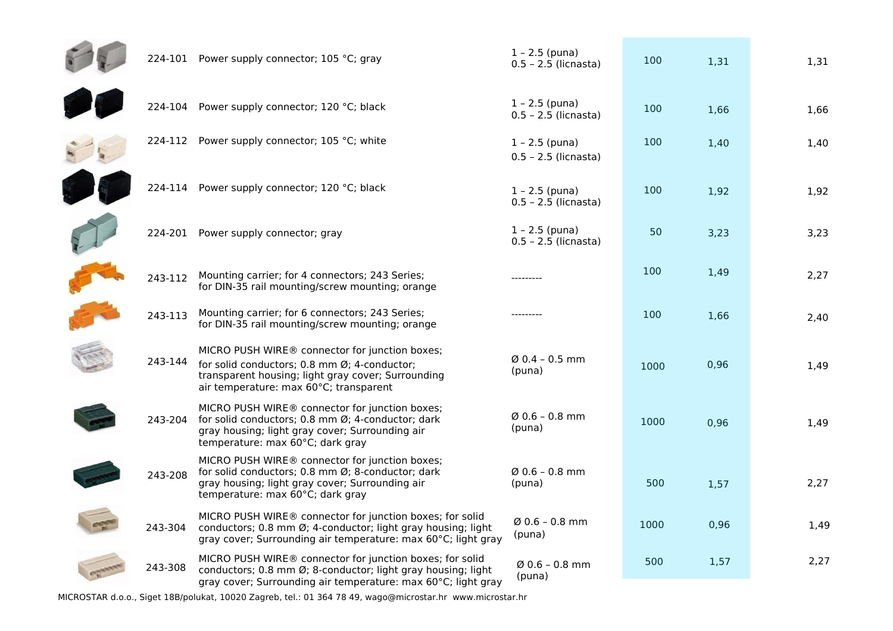| Art. No. | Description | Cross-section | Qty | Price | Price |
|---|---|---|---|---|---|
| 224-101 | Power supply connector; 105 °C; gray | 1 – 2.5 (puna)<br>0.5 – 2.5 (licnasta) | 100 | 1,31 | 1,31 |
| 224-104 | Power supply connector; 120 °C; black | 1 – 2.5 (puna)<br>0.5 – 2.5 (licnasta) | 100 | 1,66 | 1,66 |
| 224-112 | Power supply connector; 105 °C; white | 1 – 2.5 (puna)<br>0.5 – 2.5 (licnasta) | 100 | 1,40 | 1,40 |
| 224-114 | Power supply connector; 120 °C; black | 1 – 2.5 (puna)<br>0.5 – 2.5 (licnasta) | 100 | 1,92 | 1,92 |
| 224-201 | Power supply connector; gray | 1 – 2.5 (puna)<br>0.5 – 2.5 (licnasta) | 50 | 3,23 | 3,23 |
| 243-112 | Mounting carrier; for 4 connectors; 243 Series; for DIN-35 rail mounting/screw mounting; orange | --------- | 100 | 1,49 | 2,27 |
| 243-113 | Mounting carrier; for 6 connectors; 243 Series; for DIN-35 rail mounting/screw mounting; orange | --------- | 100 | 1,66 | 2,40 |
| 243-144 | MICRO PUSH WIRE® connector for junction boxes; for solid conductors; 0.8 mm Ø; 4-conductor; transparent housing; light gray cover; Surrounding air temperature: max 60°C; transparent | Ø 0.4 – 0.5 mm (puna) | 1000 | 0,96 | 1,49 |
| 243-204 | MICRO PUSH WIRE® connector for junction boxes; for solid conductors; 0.8 mm Ø; 4-conductor; dark gray housing; light gray cover; Surrounding air temperature: max 60°C; dark gray | Ø 0.6 – 0.8 mm (puna) | 1000 | 0,96 | 1,49 |
| 243-208 | MICRO PUSH WIRE® connector for junction boxes; for solid conductors; 0.8 mm Ø; 8-conductor; dark gray housing; light gray cover; Surrounding air temperature: max 60°C; dark gray | Ø 0.6 – 0.8 mm (puna) | 500 | 1,57 | 2,27 |
| 243-304 | MICRO PUSH WIRE® connector for junction boxes; for solid conductors; 0.8 mm Ø; 4-conductor; light gray housing; light gray cover; Surrounding air temperature: max 60°C; light gray | Ø 0.6 – 0.8 mm (puna) | 1000 | 0,96 | 1,49 |
| 243-308 | MICRO PUSH WIRE® connector for junction boxes; for solid conductors; 0.8 mm Ø; 8-conductor; light gray housing; light gray cover; Surrounding air temperature: max 60°C; light gray | Ø 0.6 – 0.8 mm (puna) | 500 | 1,57 | 2,27 |

MICROSTAR d.o.o., Siget 18B/polukat, 10020 Zagreb, tel.: 01 364 78 49, wago@microstar.hr www.microstar.hr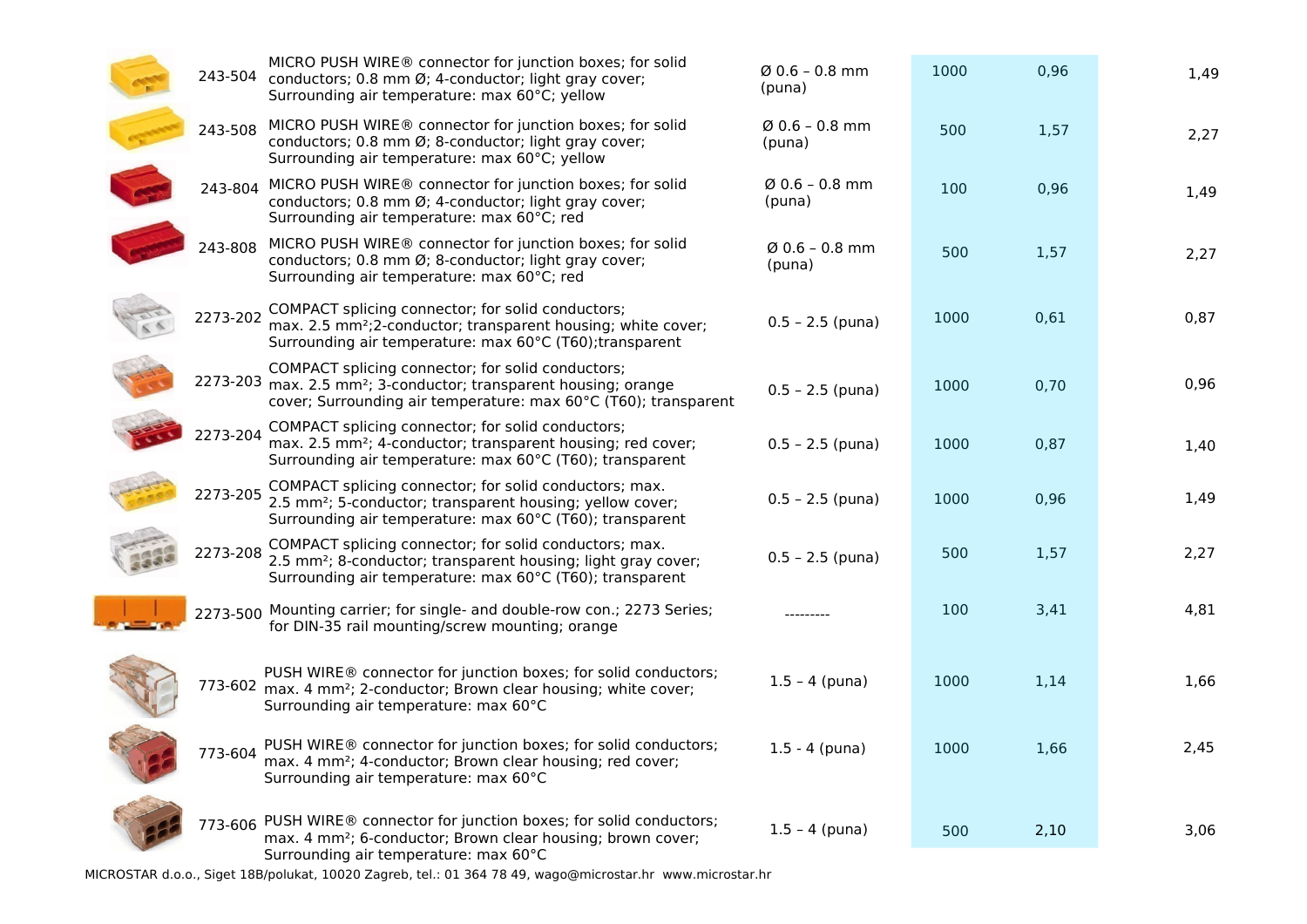| | | | | | |
|---|---|---|---|---|---|
| 243-504 | MICRO PUSH WIRE® connector for junction boxes; for solid conductors; 0.8 mm Ø; 4-conductor; light gray cover; Surrounding air temperature: max 60°C; yellow | Ø 0.6 – 0.8 mm (puna) | 1000 | 0,96 | 1,49 |
| 243-508 | MICRO PUSH WIRE® connector for junction boxes; for solid conductors; 0.8 mm Ø; 8-conductor; light gray cover; Surrounding air temperature: max 60°C; yellow | Ø 0.6 – 0.8 mm (puna) | 500 | 1,57 | 2,27 |
| 243-804 | MICRO PUSH WIRE® connector for junction boxes; for solid conductors; 0.8 mm Ø; 4-conductor; light gray cover; Surrounding air temperature: max 60°C; red | Ø 0.6 – 0.8 mm (puna) | 100 | 0,96 | 1,49 |
| 243-808 | MICRO PUSH WIRE® connector for junction boxes; for solid conductors; 0.8 mm Ø; 8-conductor; light gray cover; Surrounding air temperature: max 60°C; red | Ø 0.6 – 0.8 mm (puna) | 500 | 1,57 | 2,27 |
| 2273-202 | COMPACT splicing connector; for solid conductors; max. 2.5 mm²;2-conductor; transparent housing; white cover; Surrounding air temperature: max 60°C (T60);transparent | 0.5 – 2.5 (puna) | 1000 | 0,61 | 0,87 |
| 2273-203 | COMPACT splicing connector; for solid conductors; max. 2.5 mm²; 3-conductor; transparent housing; orange cover; Surrounding air temperature: max 60°C (T60); transparent | 0.5 – 2.5 (puna) | 1000 | 0,70 | 0,96 |
| 2273-204 | COMPACT splicing connector; for solid conductors; max. 2.5 mm²; 4-conductor; transparent housing; red cover; Surrounding air temperature: max 60°C (T60); transparent | 0.5 – 2.5 (puna) | 1000 | 0,87 | 1,40 |
| 2273-205 | COMPACT splicing connector; for solid conductors; max. 2.5 mm²; 5-conductor; transparent housing; yellow cover; Surrounding air temperature: max 60°C (T60); transparent | 0.5 – 2.5 (puna) | 1000 | 0,96 | 1,49 |
| 2273-208 | COMPACT splicing connector; for solid conductors; max. 2.5 mm²; 8-conductor; transparent housing; light gray cover; Surrounding air temperature: max 60°C (T60); transparent | 0.5 – 2.5 (puna) | 500 | 1,57 | 2,27 |
| 2273-500 | Mounting carrier; for single- and double-row con.; 2273 Series; for DIN-35 rail mounting/screw mounting; orange | --------- | 100 | 3,41 | 4,81 |
| 773-602 | PUSH WIRE® connector for junction boxes; for solid conductors; max. 4 mm²; 2-conductor; Brown clear housing; white cover; Surrounding air temperature: max 60°C | 1.5 - 4 (puna) | 1000 | 1,14 | 1,66 |
| 773-604 | PUSH WIRE® connector for junction boxes; for solid conductors; max. 4 mm²; 4-conductor; Brown clear housing; red cover; Surrounding air temperature: max 60°C | 1.5 - 4 (puna) | 1000 | 1,66 | 2,45 |
| 773-606 | PUSH WIRE® connector for junction boxes; for solid conductors; max. 4 mm²; 6-conductor; Brown clear housing; brown cover; Surrounding air temperature: max 60°C | 1.5 - 4 (puna) | 500 | 2,10 | 3,06 |

MICROSTAR d.o.o., Siget 18B/polukat, 10020 Zagreb, tel.: 01 364 78 49, wago@microstar.hr www.microstar.hr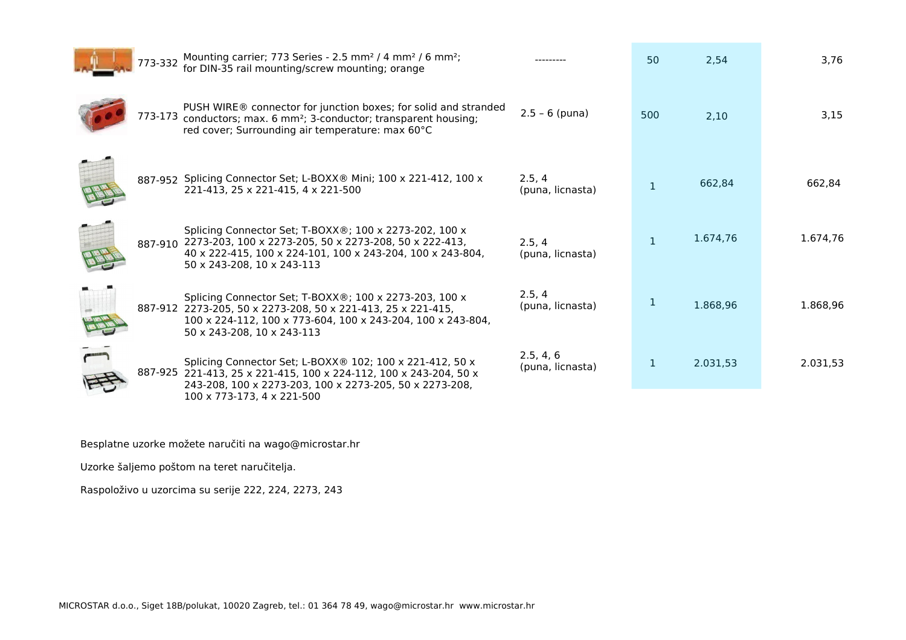| | | | | | |
|---|---|---|---|---|---|
| 773-332 | Mounting carrier; 773 Series - 2.5 mm² / 4 mm² / 6 mm²; for DIN-35 rail mounting/screw mounting; orange | --------- | 50 | 2,54 | 3,76 |
| 773-173 | PUSH WIRE® connector for junction boxes; for solid and stranded conductors; max. 6 mm²; 3-conductor; transparent housing; red cover; Surrounding air temperature: max 60°C | 2.5 – 6 (puna) | 500 | 2,10 | 3,15 |
| 887-952 | Splicing Connector Set; L-BOXX® Mini; 100 x 221-412, 100 x 221-413, 25 x 221-415, 4 x 221-500 | 2.5, 4 (puna, licnasta) | 1 | 662,84 | 662,84 |
| 887-910 | Splicing Connector Set; T-BOXX®; 100 x 2273-202, 100 x 2273-203, 100 x 2273-205, 50 x 2273-208, 50 x 222-413, 40 x 222-415, 100 x 224-101, 100 x 243-204, 100 x 243-804, 50 x 243-208, 10 x 243-113 | 2.5, 4 (puna, licnasta) | 1 | 1.674,76 | 1.674,76 |
| 887-912 | Splicing Connector Set; T-BOXX®; 100 x 2273-203, 100 x 2273-205, 50 x 2273-208, 50 x 221-413, 25 x 221-415, 100 x 224-112, 100 x 773-604, 100 x 243-204, 100 x 243-804, 50 x 243-208, 10 x 243-113 | 2.5, 4 (puna, licnasta) | 1 | 1.868,96 | 1.868,96 |
| 887-925 | Splicing Connector Set; L-BOXX® 102; 100 x 221-412, 50 x 221-413, 25 x 221-415, 100 x 224-112, 100 x 243-204, 50 x 243-208, 100 x 2273-203, 100 x 2273-205, 50 x 2273-208, 100 x 773-173, 4 x 221-500 | 2.5, 4, 6 (puna, licnasta) | 1 | 2.031,53 | 2.031,53 |

Besplatne uzorke možete naručiti na wago@microstar.hr

Uzorke šaljemo poštom na teret naručitelja.

Raspoloživo u uzorcima su serije 222, 224, 2273, 243

MICROSTAR d.o.o., Siget 18B/polukat, 10020 Zagreb, tel.: 01 364 78 49, wago@microstar.hr www.microstar.hr